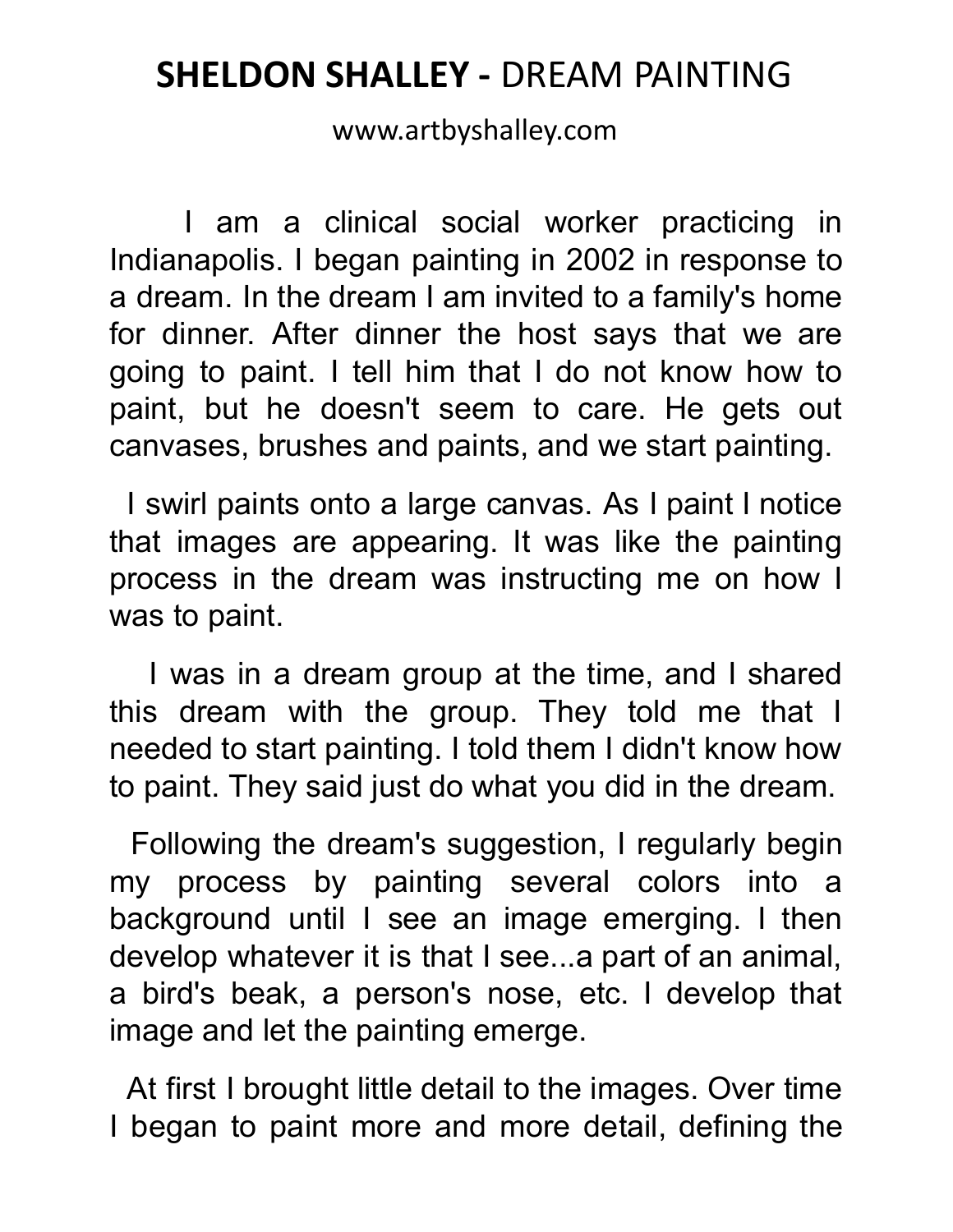# **SHELDON SHALLEY -** DREAM PAINTING

www.artbyshalley.com

I am a clinical social worker practicing in Indianapolis. I began painting in 2002 in response to a dream. In the dream I am invited to a family's home for dinner. After dinner the host says that we are going to paint. I tell him that I do not know how to paint, but he doesn't seem to care. He gets out canvases, brushes and paints, and we start painting.

I swirl paints onto a large canvas. As I paint I notice that images are appearing. It was like the painting process in the dream was instructing me on how I was to paint.

I was in a dream group at the time, and I shared this dream with the group. They told me that I needed to start painting. I told them I didn't know how to paint. They said just do what you did in the dream.

Following the dream's suggestion, I regularly begin my process by painting several colors into a background until I see an image emerging. I then develop whatever it is that I see...a part of an animal, a bird's beak, a person's nose, etc. I develop that image and let the painting emerge.

At first I brought little detail to the images. Over time I began to paint more and more detail, defining the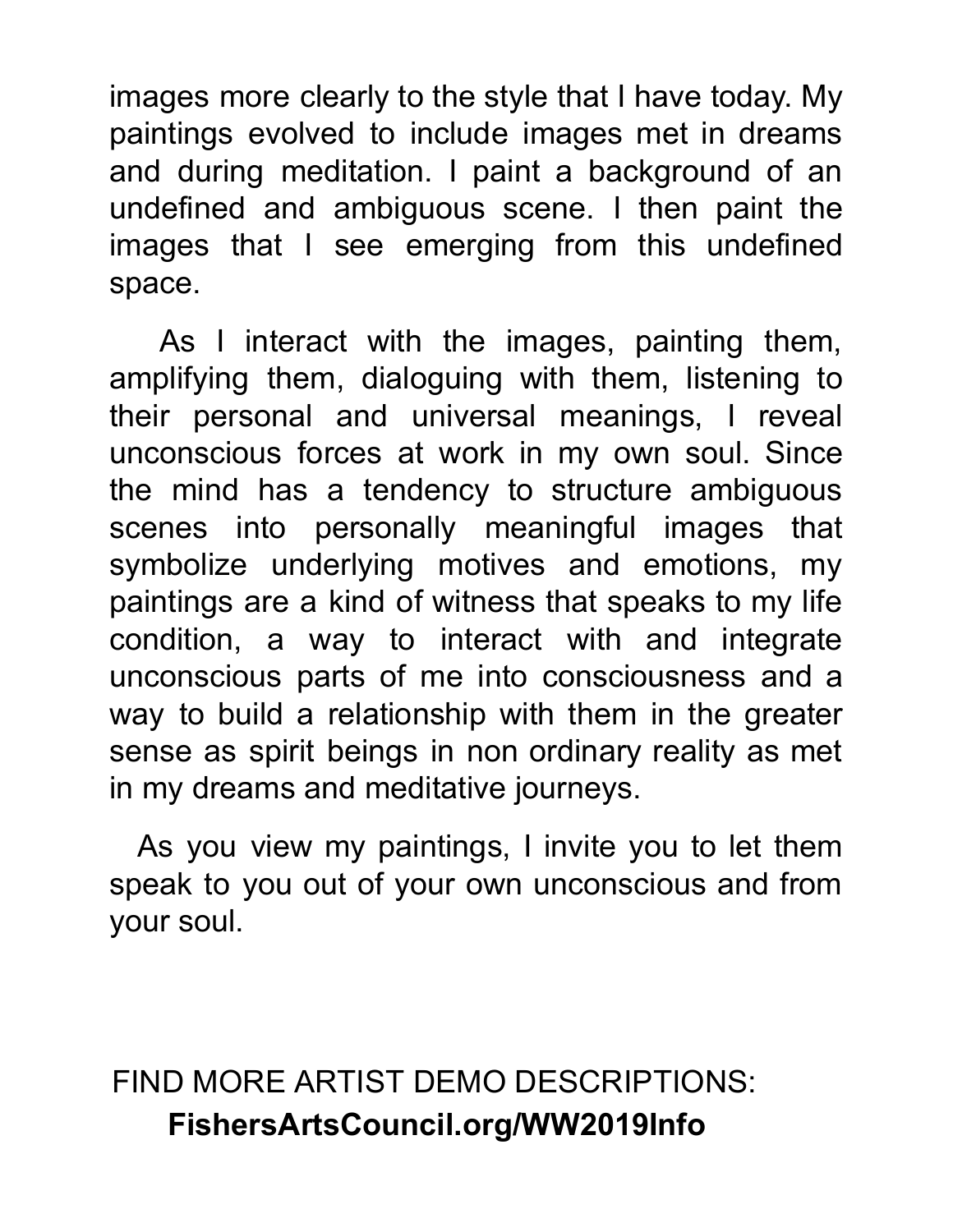images more clearly to the style that I have today. My paintings evolved to include images met in dreams and during meditation. I paint a background of an undefined and ambiguous scene. I then paint the images that I see emerging from this undefined space.

As I interact with the images, painting them, amplifying them, dialoguing with them, listening to their personal and universal meanings, I reveal unconscious forces at work in my own soul. Since the mind has a tendency to structure ambiguous scenes into personally meaningful images that symbolize underlying motives and emotions, my paintings are a kind of witness that speaks to my life condition, a way to interact with and integrate unconscious parts of me into consciousness and a way to build a relationship with them in the greater sense as spirit beings in non ordinary reality as met in my dreams and meditative journeys.

As you view my paintings, I invite you to let them speak to you out of your own unconscious and from your soul.

FIND MORE ARTIST DEMO DESCRIPTIONS:

**FishersArtsCouncil.org/WW2019Info**